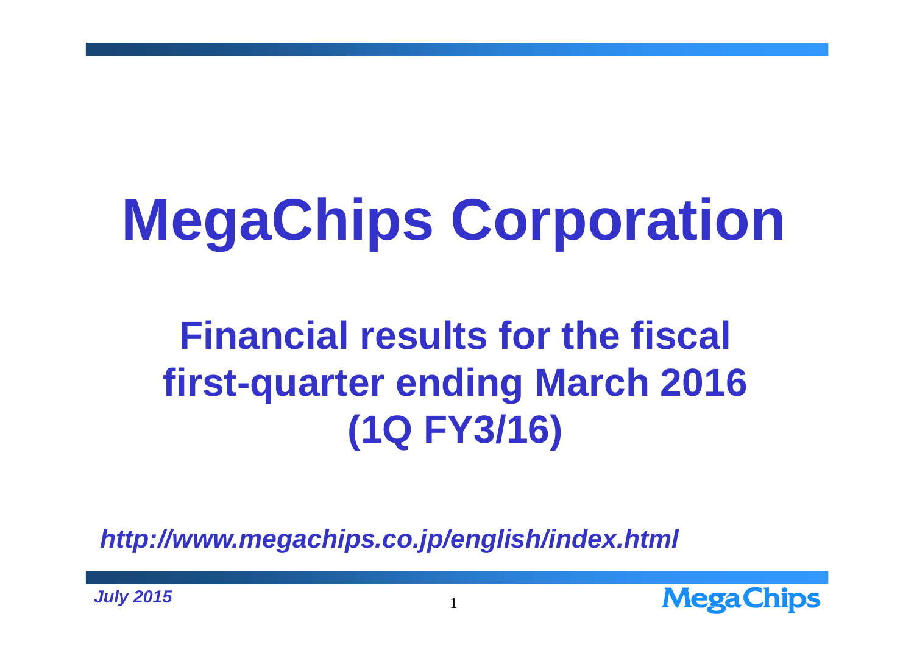# MegaChips Corporation

## Financial results for the fiscal first-quarter ending March 2016 (1Q FY3/16)

***http://www.megachips.co.jp/english/index.html***

***July 2015***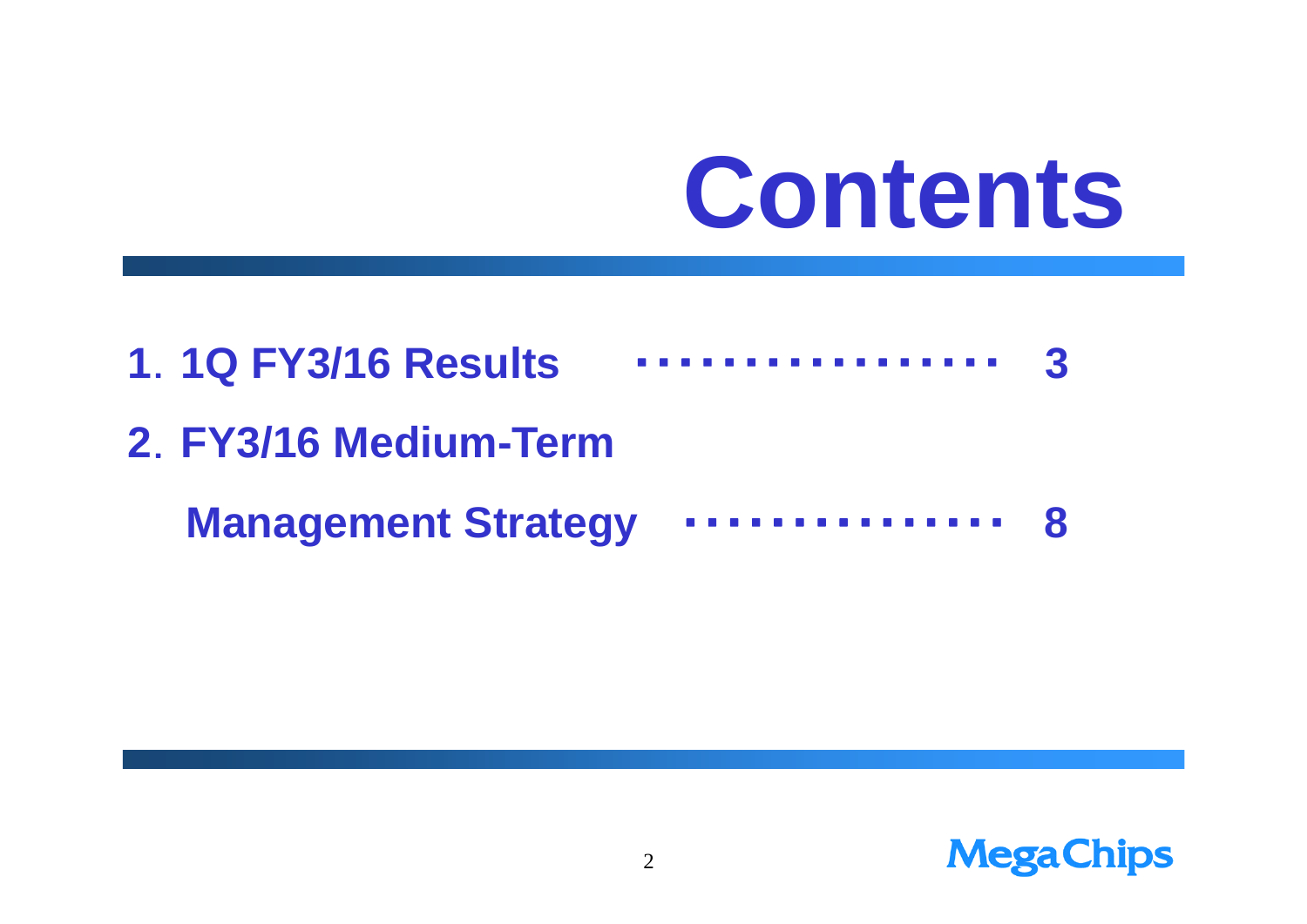# Contents

1. 1Q FY3/16 Results ・・・・・・・・・・・・・・・・・ 3
2. FY3/16 Medium-Term Management Strategy ・・・・・・・・・・・・・・・ 8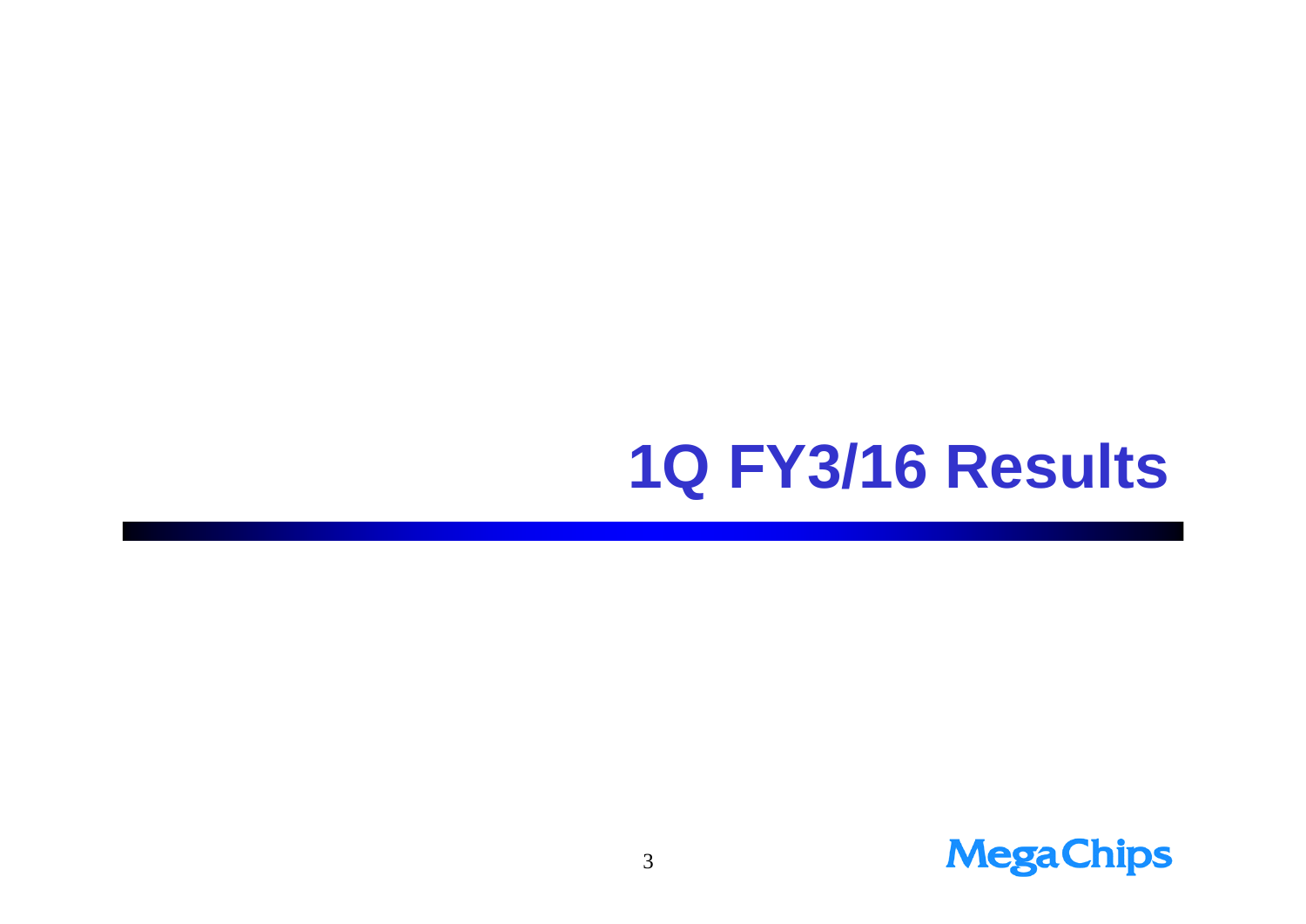# 1Q FY3/16 Results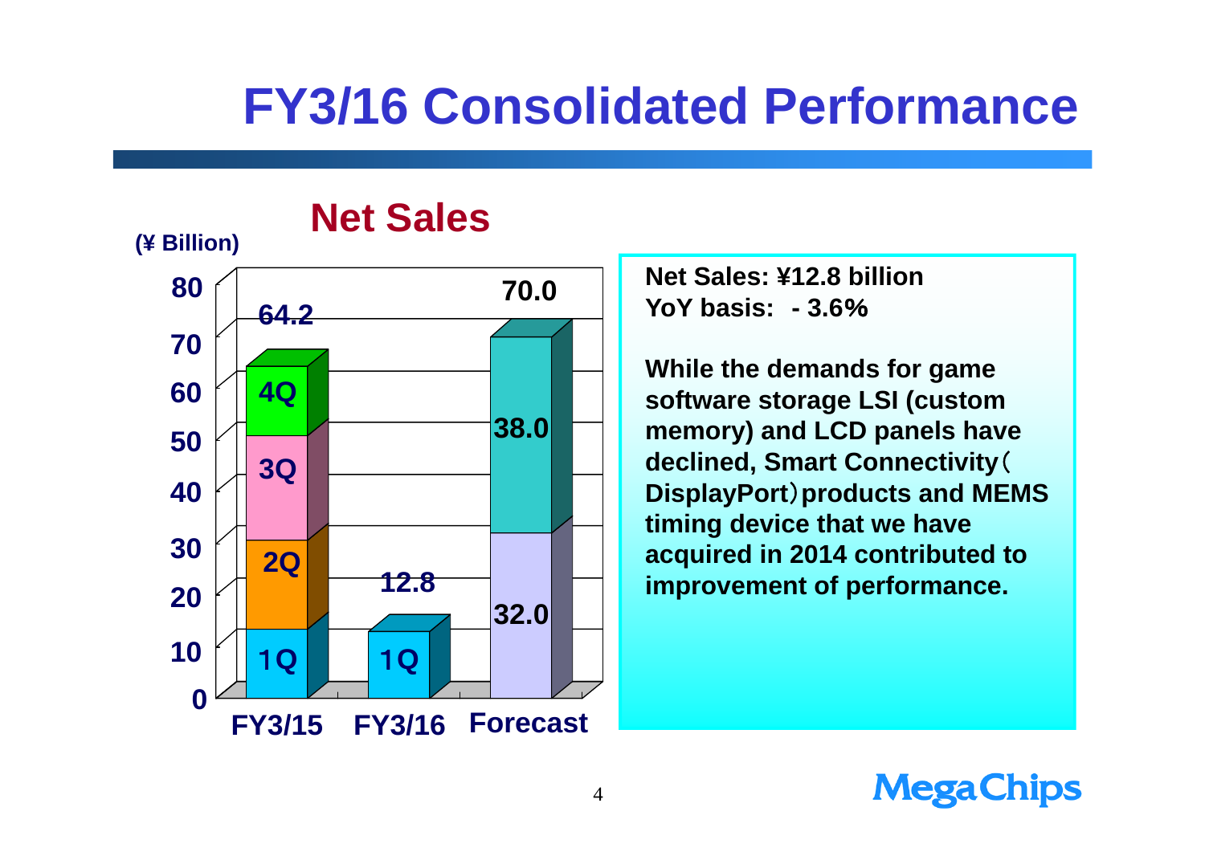# FY3/16 Consolidated Performance

## Net Sales

(¥ Billion)

| | 1Q | 2Q | 3Q | 4Q | Total |
|---|---|---|---|---|---|
| FY3/15 | | | | | 64.2 |
| FY3/16 | 12.8 | | | | 12.8 |
| Forecast | 32.0 | 38.0 | | | 70.0 |

**Net Sales: ¥12.8 billion**
**YoY basis: - 3.6%**

**While the demands for game software storage LSI (custom memory) and LCD panels have declined, Smart Connectivity（DisplayPort）products and MEMS timing device that we have acquired in 2014 contributed to improvement of performance.**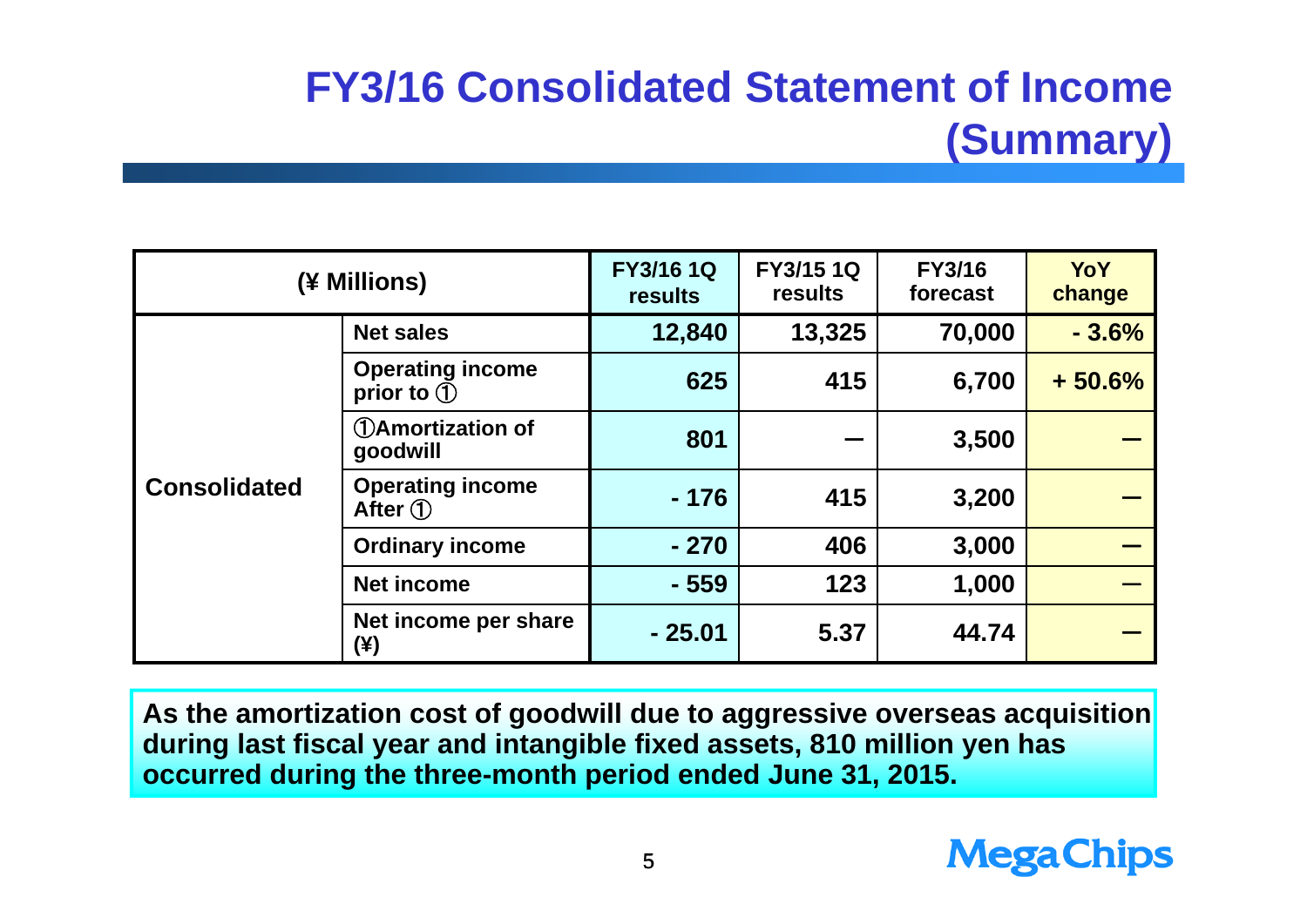# FY3/16 Consolidated Statement of Income (Summary)

| (¥ Millions) | | FY3/16 1Q results | FY3/15 1Q results | FY3/16 forecast | YoY change |
|---|---|---|---|---|---|
| Consolidated | Net sales | 12,840 | 13,325 | 70,000 | - 3.6% |
| | Operating income prior to ① | 625 | 415 | 6,700 | + 50.6% |
| | ①Amortization of goodwill | 801 | ― | 3,500 | ― |
| | Operating income After ① | - 176 | 415 | 3,200 | ― |
| | Ordinary income | - 270 | 406 | 3,000 | ― |
| | Net income | - 559 | 123 | 1,000 | ― |
| | Net income per share (¥) | - 25.01 | 5.37 | 44.74 | ― |

**As the amortization cost of goodwill due to aggressive overseas acquisition during last fiscal year and intangible fixed assets, 810 million yen has occurred during the three-month period ended June 31, 2015.**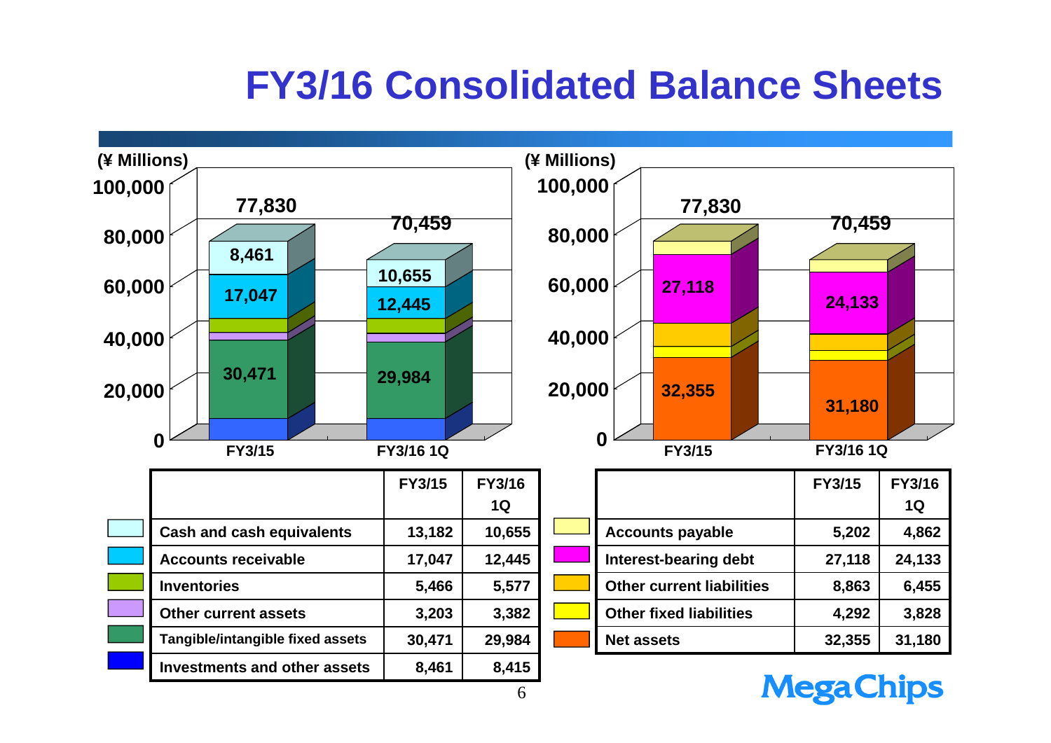# FY3/16 Consolidated Balance Sheets

(¥ Millions)

| | FY3/15 | FY3/16 1Q |
|---|---|---|
| Cash and cash equivalents | 13,182 | 10,655 |
| Accounts receivable | 17,047 | 12,445 |
| Inventories | 5,466 | 5,577 |
| Other current assets | 3,203 | 3,382 |
| Tangible/intangible fixed assets | 30,471 | 29,984 |
| Investments and other assets | 8,461 | 8,415 |
| Total | 77,830 | 70,459 |

(¥ Millions)

| | FY3/15 | FY3/16 1Q |
|---|---|---|
| Accounts payable | 5,202 | 4,862 |
| Interest-bearing debt | 27,118 | 24,133 |
| Other current liabilities | 8,863 | 6,455 |
| Other fixed liabilities | 4,292 | 3,828 |
| Net assets | 32,355 | 31,180 |
| Total | 77,830 | 70,459 |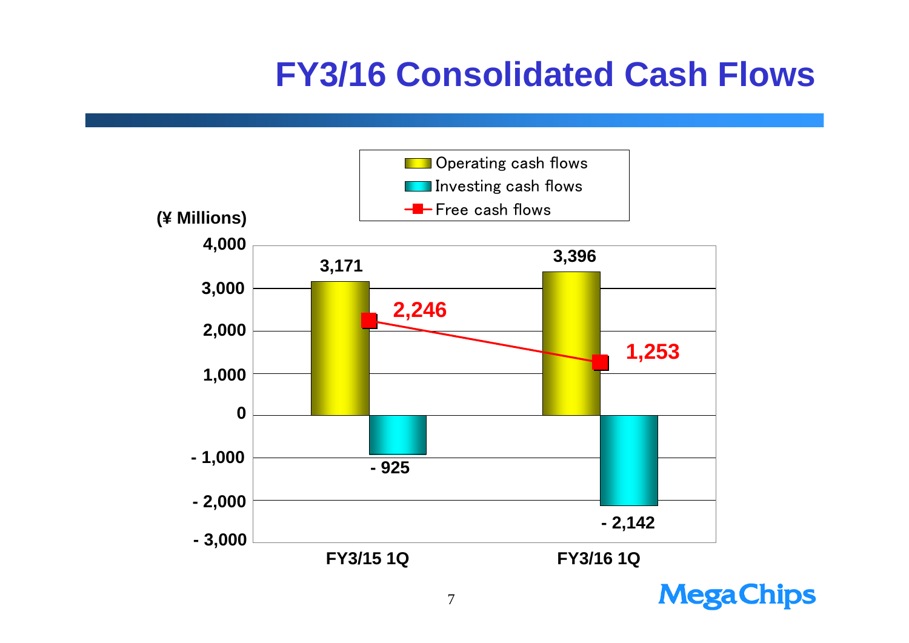# FY3/16 Consolidated Cash Flows

(¥ Millions)

| | FY3/15 1Q | FY3/16 1Q |
|---|---|---|
| Operating cash flows | 3,171 | 3,396 |
| Investing cash flows | - 925 | - 2,142 |
| Free cash flows | 2,246 | 1,253 |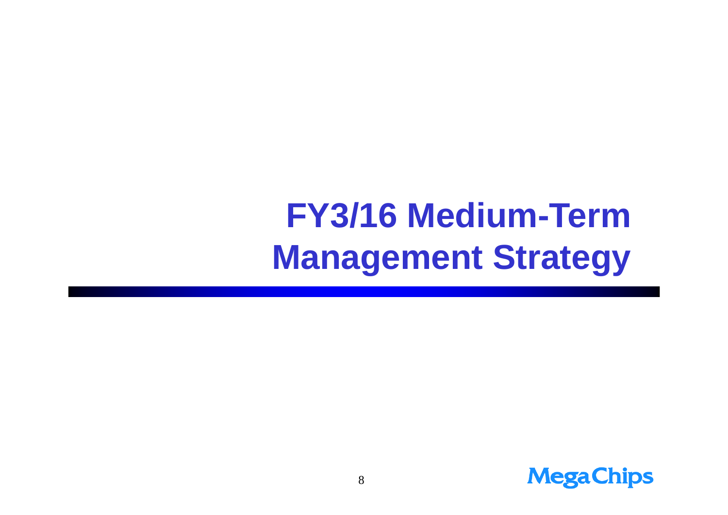# FY3/16 Medium-Term Management Strategy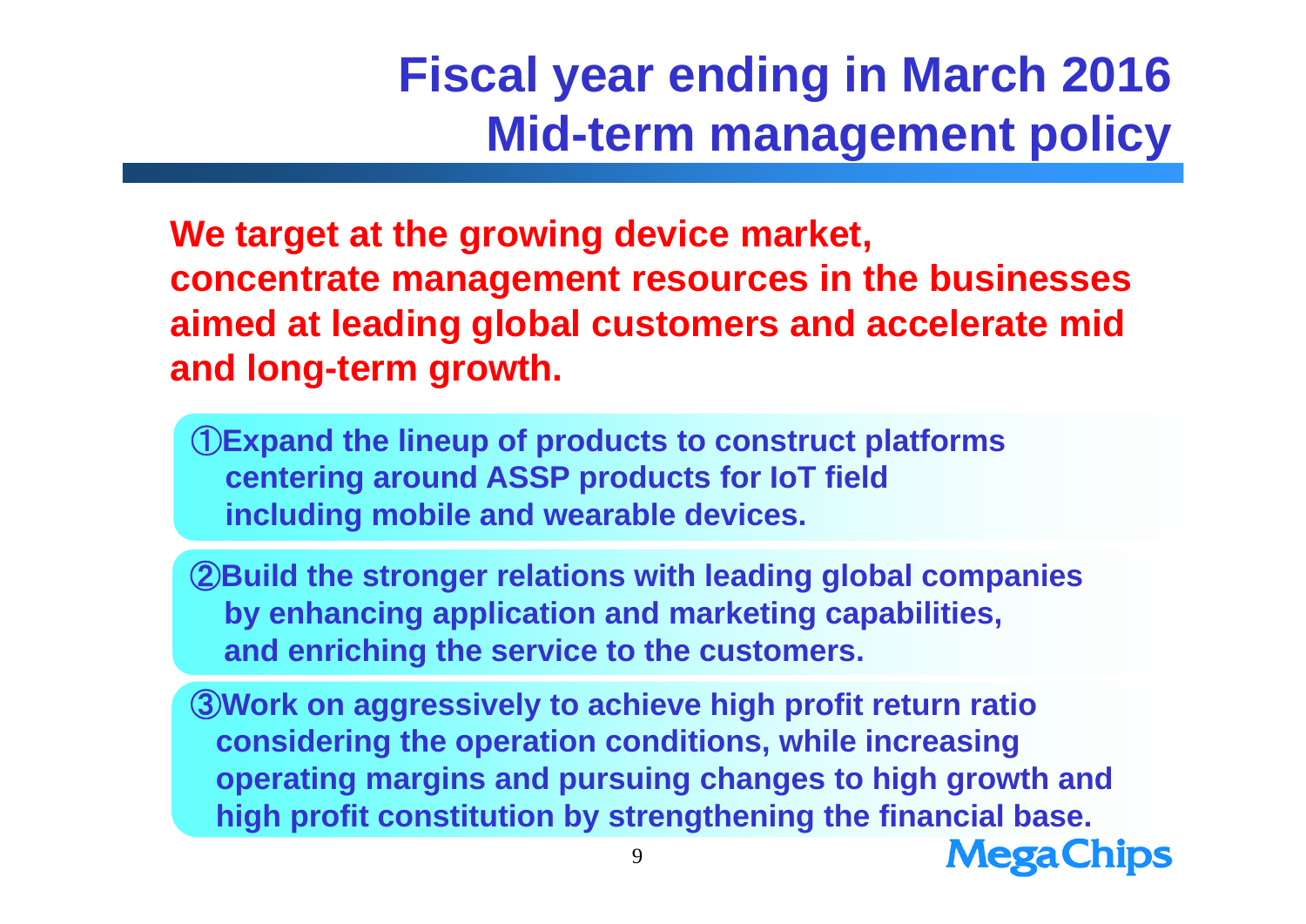# Fiscal year ending in March 2016
# Mid-term management policy

**We target at the growing device market, concentrate management resources in the businesses aimed at leading global customers and accelerate mid and long-term growth.**

**①Expand the lineup of products to construct platforms centering around ASSP products for IoT field including mobile and wearable devices.**

**②Build the stronger relations with leading global companies by enhancing application and marketing capabilities, and enriching the service to the customers.**

**③Work on aggressively to achieve high profit return ratio considering the operation conditions, while increasing operating margins and pursuing changes to high growth and high profit constitution by strengthening the financial base.**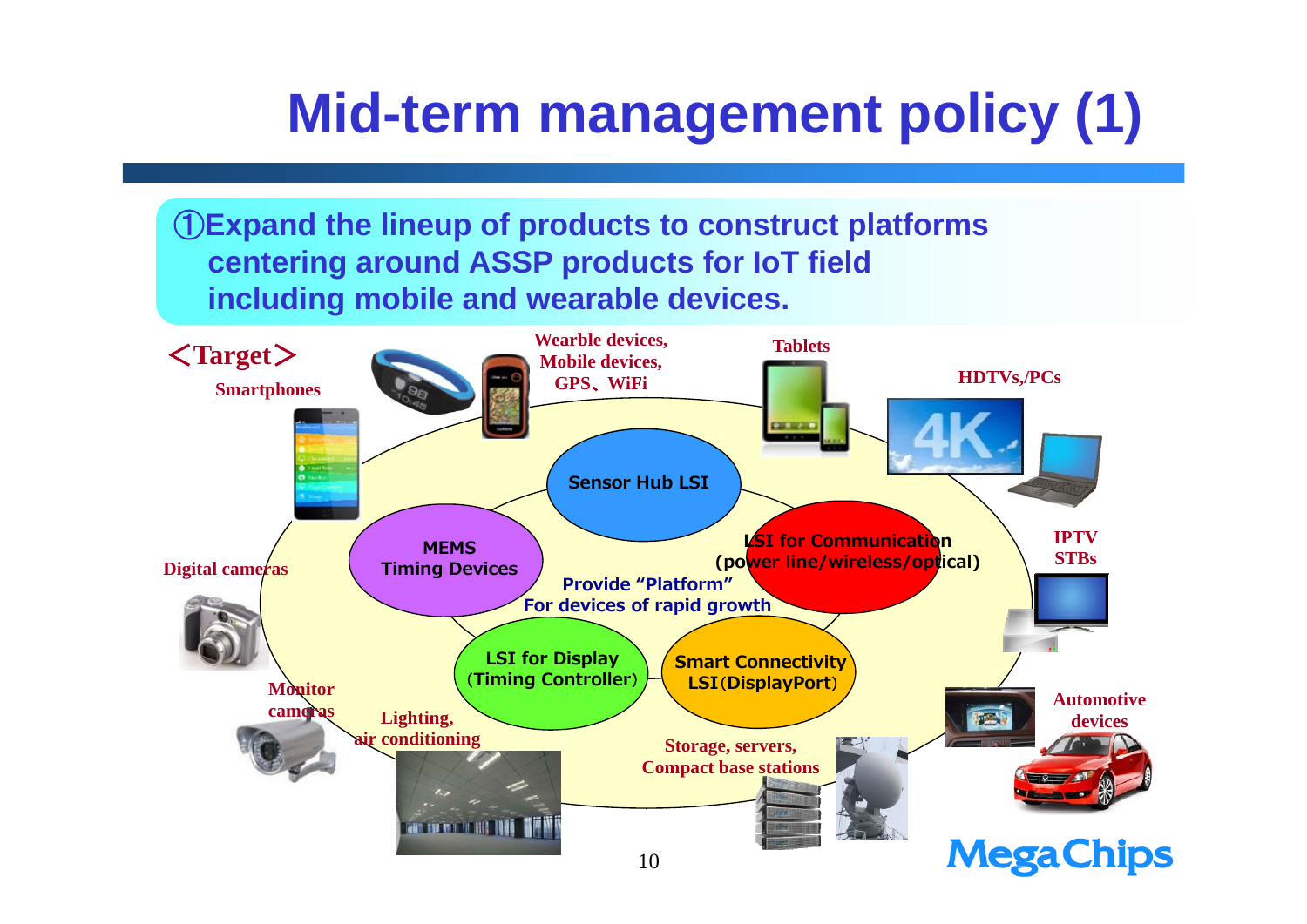# Mid-term management policy (1)

**①Expand the lineup of products to construct platforms centering around ASSP products for IoT field including mobile and wearable devices.**

**<Target>**

- Smartphones
- Wearble devices, Mobile devices, GPS、WiFi
- Tablets
- HDTVs,/PCs
- IPTV STBs
- Automotive devices
- Storage, servers, Compact base stations
- Lighting, air conditioning
- Monitor cameras
- Digital cameras

**Provide "Platform" For devices of rapid growth**

- Sensor Hub LSI
- LSI for Communication (power line/wireless/optical)
- Smart Connectivity LSI（DisplayPort）
- LSI for Display（Timing Controller）
- MEMS Timing Devices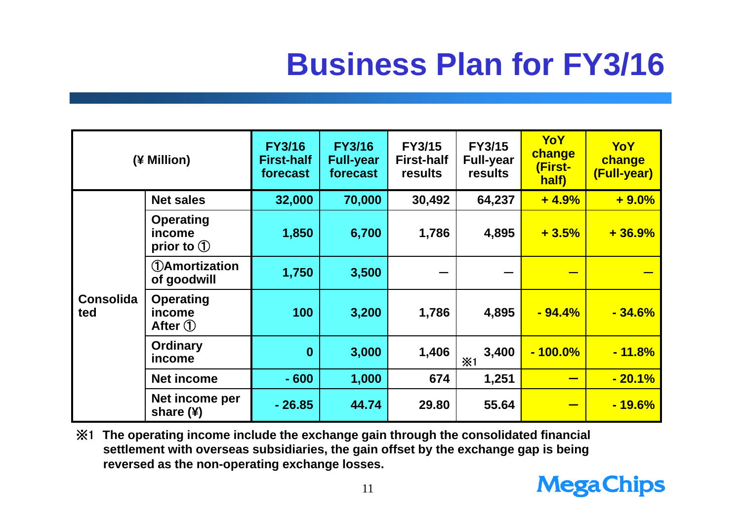# Business Plan for FY3/16

| (¥ Million) | | FY3/16 First-half forecast | FY3/16 Full-year forecast | FY3/15 First-half results | FY3/15 Full-year results | YoY change (First-half) | YoY change (Full-year) |
|---|---|---|---|---|---|---|---|
| Consolidated | Net sales | 32,000 | 70,000 | 30,492 | 64,237 | + 4.9% | + 9.0% |
| | Operating income prior to ① | 1,850 | 6,700 | 1,786 | 4,895 | + 3.5% | + 36.9% |
| | ①Amortization of goodwill | 1,750 | 3,500 | ― | ― | ― | ― |
| | Operating income After ① | 100 | 3,200 | 1,786 | 4,895 | - 94.4% | - 34.6% |
| | Ordinary income | 0 | 3,000 | 1,406 | ※1 3,400 | - 100.0% | - 11.8% |
| | Net income | - 600 | 1,000 | 674 | 1,251 | ― | - 20.1% |
| | Net income per share (¥) | - 26.85 | 44.74 | 29.80 | 55.64 | ― | - 19.6% |

※1 The operating income include the exchange gain through the consolidated financial settlement with overseas subsidiaries, the gain offset by the exchange gap is being reversed as the non-operating exchange losses.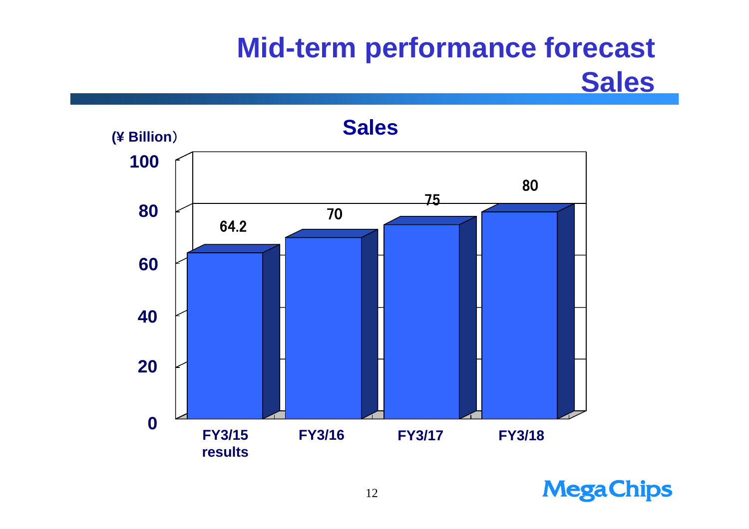# Mid-term performance forecast
## Sales

**Sales**

(¥ Billion)

| | FY3/15 results | FY3/16 | FY3/17 | FY3/18 |
|---|---|---|---|---|
| Sales | 64.2 | 70 | 75 | 80 |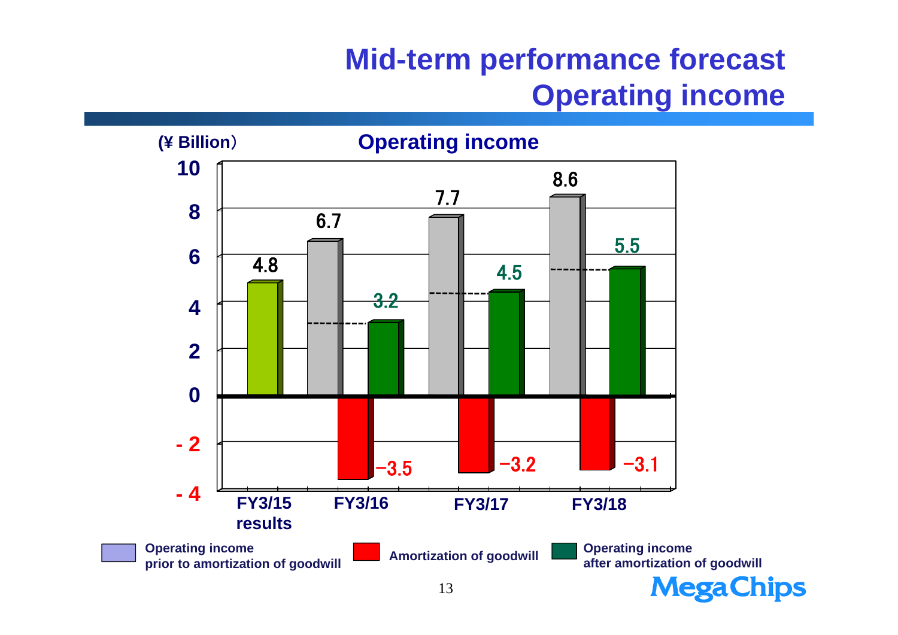# Mid-term performance forecast
# Operating income

**Operating income**

(¥ Billion)

| | FY3/15 results | FY3/16 | FY3/17 | FY3/18 |
|---|---|---|---|---|
| Operating income prior to amortization of goodwill | 4.8 | 6.7 | 7.7 | 8.6 |
| Amortization of goodwill | | −3.5 | −3.2 | −3.1 |
| Operating income after amortization of goodwill | | 3.2 | 4.5 | 5.5 |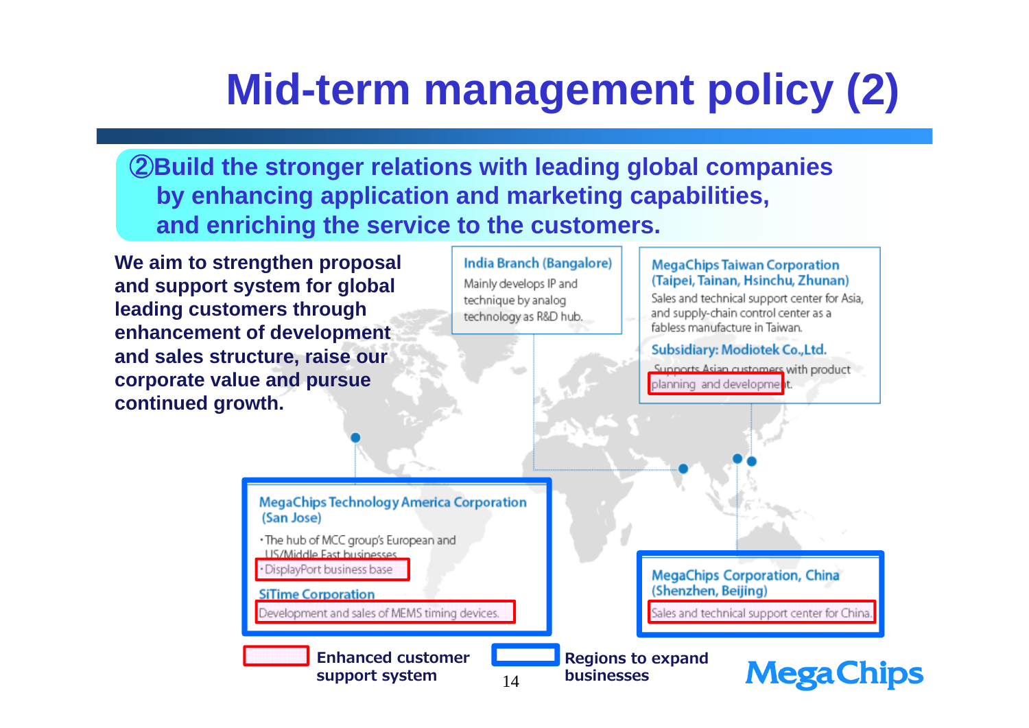# Mid-term management policy (2)

**②Build the stronger relations with leading global companies by enhancing application and marketing capabilities, and enriching the service to the customers.**

**We aim to strengthen proposal and support system for global leading customers through enhancement of development and sales structure, raise our corporate value and pursue continued growth.**

### India Branch (Bangalore)

Mainly develops IP and technique by analog technology as R&D hub.

### MegaChips Taiwan Corporation (Taipei, Tainan, Hsinchu, Zhunan)

Sales and technical support center for Asia, and supply-chain control center as a fabless manufacture in Taiwan.

**Subsidiary: Modiotek Co.,Ltd.**

Supports Asian customers with product planning and development.

### MegaChips Technology America Corporation (San Jose)

- The hub of MCC group's European and US/Middle East businesses
- DisplayPort business base

**SiTime Corporation**

Development and sales of MEMS timing devices.

### MegaChips Corporation, China (Shenzhen, Beijing)

Sales and technical support center for China.

Legend: Red box = Enhanced customer support system; Blue box = Regions to expand businesses

MegaChips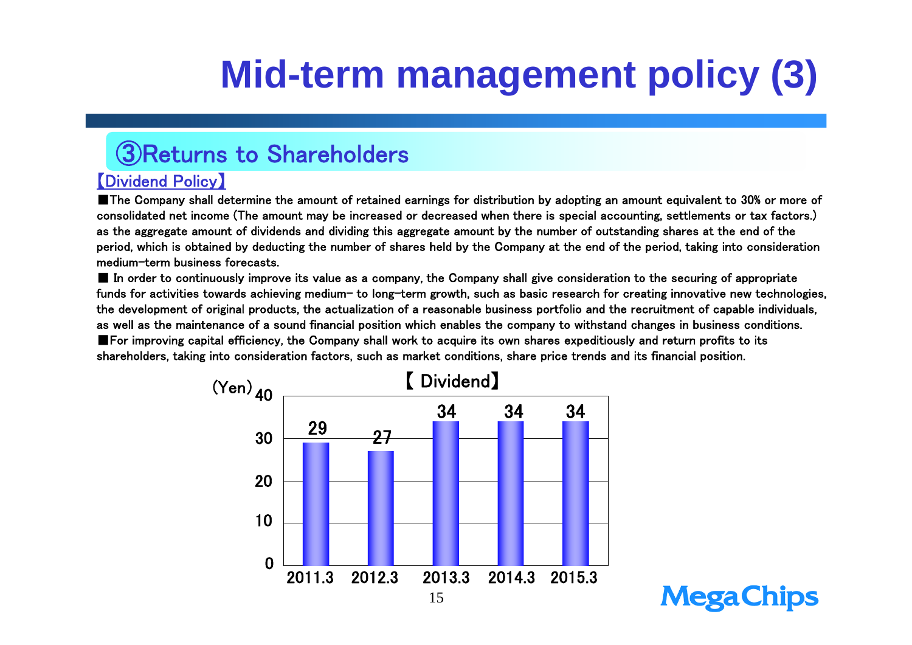# Mid-term management policy (3)

## ③Returns to Shareholders

【Dividend Policy】

■The Company shall determine the amount of retained earnings for distribution by adopting an amount equivalent to 30% or more of consolidated net income (The amount may be increased or decreased when there is special accounting, settlements or tax factors.) as the aggregate amount of dividends and dividing this aggregate amount by the number of outstanding shares at the end of the period, which is obtained by deducting the number of shares held by the Company at the end of the period, taking into consideration medium-term business forecasts.

■ In order to continuously improve its value as a company, the Company shall give consideration to the securing of appropriate funds for activities towards achieving medium- to long-term growth, such as basic research for creating innovative new technologies, the development of original products, the actualization of a reasonable business portfolio and the recruitment of capable individuals, as well as the maintenance of a sound financial position which enables the company to withstand changes in business conditions.

■For improving capital efficiency, the Company shall work to acquire its own shares expeditiously and return profits to its shareholders, taking into consideration factors, such as market conditions, share price trends and its financial position.

【 Dividend】

| (Yen) | 2011.3 | 2012.3 | 2013.3 | 2014.3 | 2015.3 |
|---|---|---|---|---|---|
| Dividend | 29 | 27 | 34 | 34 | 34 |

MegaChips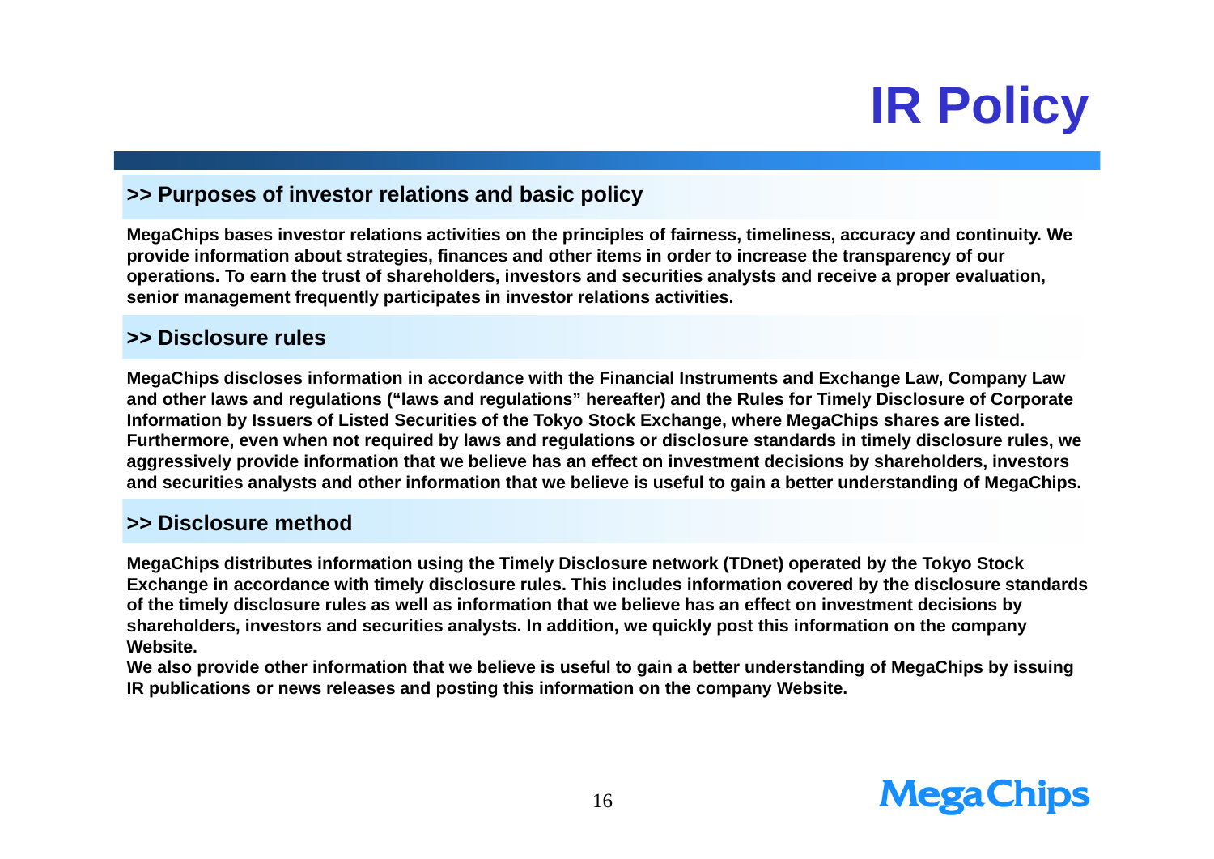# IR Policy

## >> Purposes of investor relations and basic policy

MegaChips bases investor relations activities on the principles of fairness, timeliness, accuracy and continuity. We provide information about strategies, finances and other items in order to increase the transparency of our operations. To earn the trust of shareholders, investors and securities analysts and receive a proper evaluation, senior management frequently participates in investor relations activities.

## >> Disclosure rules

MegaChips discloses information in accordance with the Financial Instruments and Exchange Law, Company Law and other laws and regulations (“laws and regulations” hereafter) and the Rules for Timely Disclosure of Corporate Information by Issuers of Listed Securities of the Tokyo Stock Exchange, where MegaChips shares are listed. Furthermore, even when not required by laws and regulations or disclosure standards in timely disclosure rules, we aggressively provide information that we believe has an effect on investment decisions by shareholders, investors and securities analysts and other information that we believe is useful to gain a better understanding of MegaChips.

## >> Disclosure method

MegaChips distributes information using the Timely Disclosure network (TDnet) operated by the Tokyo Stock Exchange in accordance with timely disclosure rules. This includes information covered by the disclosure standards of the timely disclosure rules as well as information that we believe has an effect on investment decisions by shareholders, investors and securities analysts. In addition, we quickly post this information on the company Website.

We also provide other information that we believe is useful to gain a better understanding of MegaChips by issuing IR publications or news releases and posting this information on the company Website.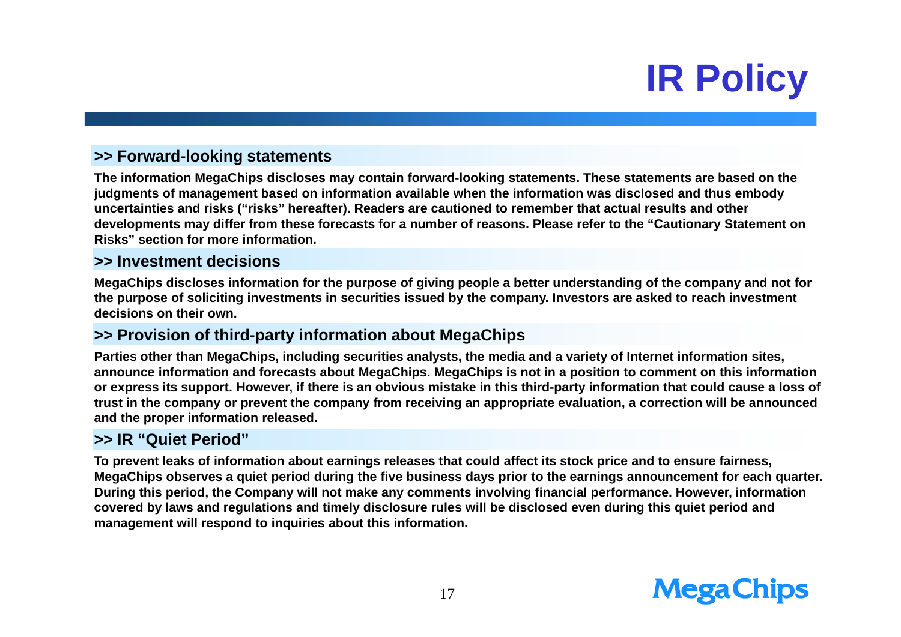# IR Policy

## >> Forward-looking statements

The information MegaChips discloses may contain forward-looking statements. These statements are based on the judgments of management based on information available when the information was disclosed and thus embody uncertainties and risks ("risks" hereafter). Readers are cautioned to remember that actual results and other developments may differ from these forecasts for a number of reasons. Please refer to the "Cautionary Statement on Risks" section for more information.

## >> Investment decisions

MegaChips discloses information for the purpose of giving people a better understanding of the company and not for the purpose of soliciting investments in securities issued by the company. Investors are asked to reach investment decisions on their own.

## >> Provision of third-party information about MegaChips

Parties other than MegaChips, including securities analysts, the media and a variety of Internet information sites, announce information and forecasts about MegaChips. MegaChips is not in a position to comment on this information or express its support. However, if there is an obvious mistake in this third-party information that could cause a loss of trust in the company or prevent the company from receiving an appropriate evaluation, a correction will be announced and the proper information released.

## >> IR "Quiet Period"

To prevent leaks of information about earnings releases that could affect its stock price and to ensure fairness, MegaChips observes a quiet period during the five business days prior to the earnings announcement for each quarter. During this period, the Company will not make any comments involving financial performance. However, information covered by laws and regulations and timely disclosure rules will be disclosed even during this quiet period and management will respond to inquiries about this information.

MegaChips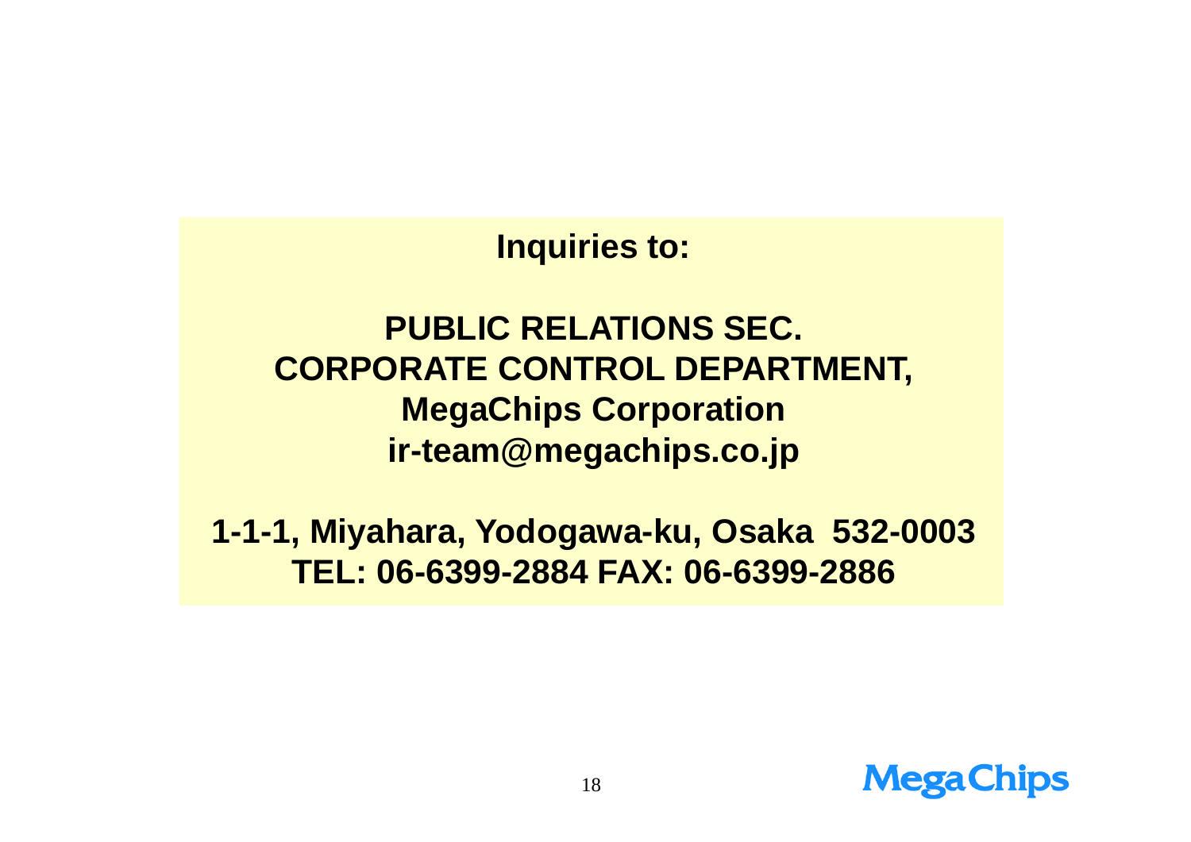**Inquiries to:**

**PUBLIC RELATIONS SEC.**
**CORPORATE CONTROL DEPARTMENT,**
**MegaChips Corporation**
**ir-team@megachips.co.jp**

**1-1-1, Miyahara, Yodogawa-ku, Osaka 532-0003**
**TEL: 06-6399-2884 FAX: 06-6399-2886**

MegaChips